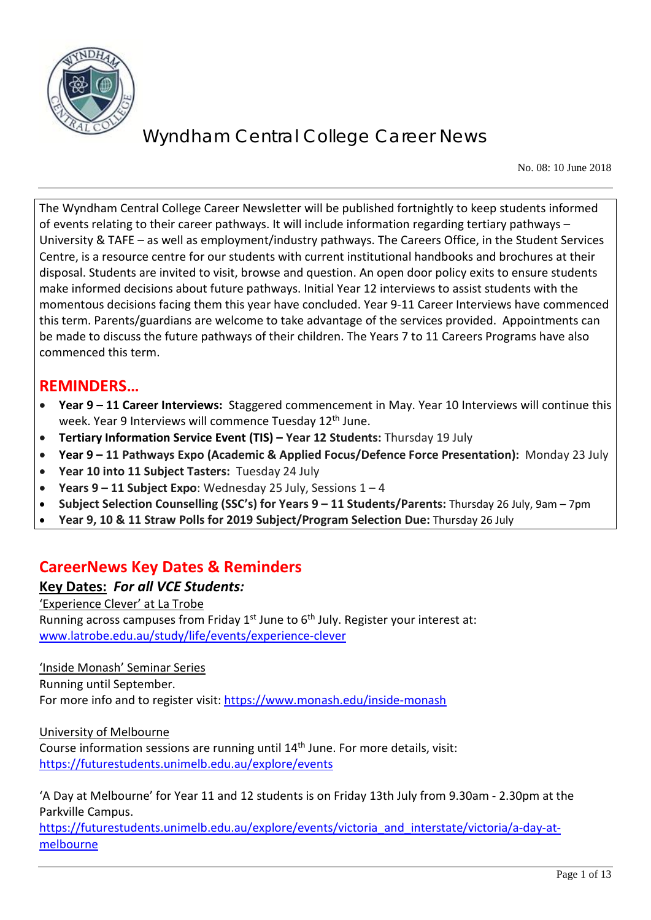# Wyndham Central College Career News

No. 08: 10 June 2018

The Wyndham Central College Career Newsletter will be published fortnightly to keep students informed of events relating to their career pathways. It will include information regarding tertiary pathways – University & TAFE – as well as employment/industry pathways. The Careers Office, in the Student Services Centre, is a resource centre for our students with current institutional handbooks and brochures at their disposal. Students are invited to visit, browse and question. An open door policy exits to ensure students make informed decisions about future pathways. Initial Year 12 interviews to assist students with the momentous decisions facing them this year have concluded. Year 9-11 Career Interviews have commenced this term. Parents/guardians are welcome to take advantage of the services provided. Appointments can be made to discuss the future pathways of their children. The Years 7 to 11 Careers Programs have also commenced this term.

## REMINDERS…

- **Year 9 – 11 Career Interviews:** Staggered commencement in May. Year 10 Interviews will continue this week. Year 9 Interviews will commence Tuesday 12th June.
- **Tertiary Information Service Event (TIS) – Year 12 Students:** Thursday 19 July
- **Year 9 – 11 Pathways Expo (Academic & Applied Focus/Defence Force Presentation):** Monday 23 July
- **Year 10 into 11 Subject Tasters:** Tuesday 24 July
- **Years 9 – 11 Subject Expo**: Wednesday 25 July, Sessions 1 – 4
- **Subject Selection Counselling (SSC's) for Years 9 – 11 Students/Parents:** Thursday 26 July, 9am – 7pm
- **Year 9, 10 & 11 Straw Polls for 2019 Subject/Program Selection Due:** Thursday 26 July

## CareerNews Key Dates & Reminders

### Key Dates: *For all VCE Students:*

'Experience Clever' at La Trobe
Running across campuses from Friday 1st June to 6th July. Register your interest at:
www.latrobe.edu.au/study/life/events/experience-clever

'Inside Monash' Seminar Series
Running until September.
For more info and to register visit: https://www.monash.edu/inside-monash

University of Melbourne
Course information sessions are running until 14th June. For more details, visit:
https://futurestudents.unimelb.edu.au/explore/events

'A Day at Melbourne' for Year 11 and 12 students is on Friday 13th July from 9.30am - 2.30pm at the Parkville Campus.
https://futurestudents.unimelb.edu.au/explore/events/victoria_and_interstate/victoria/a-day-at-melbourne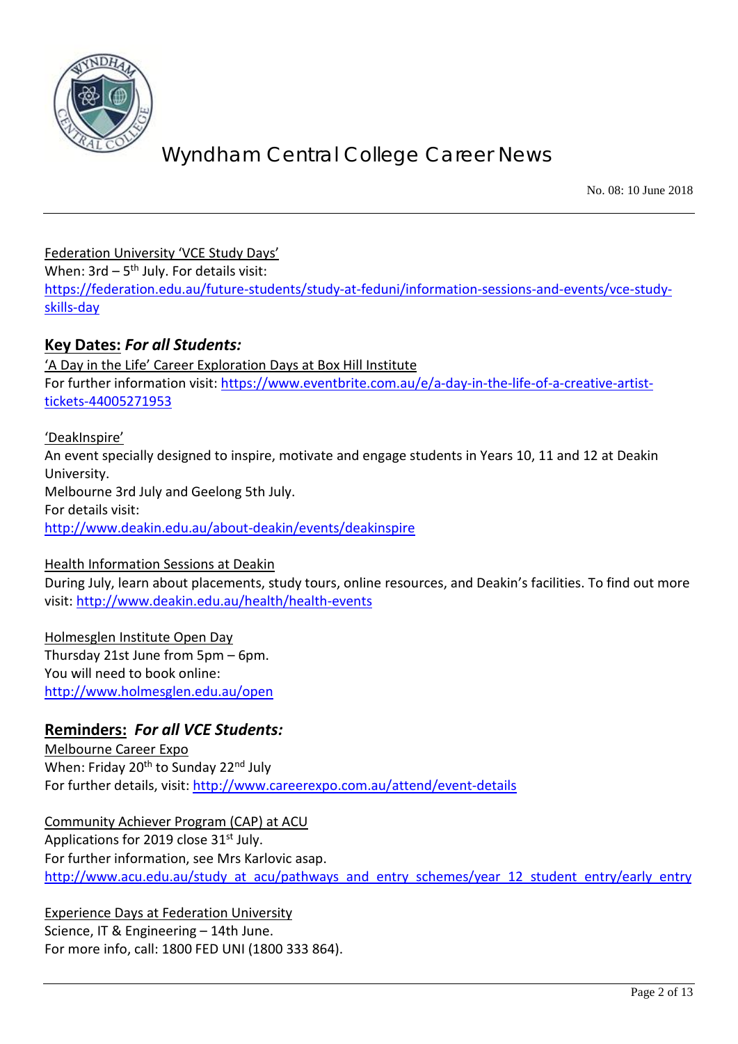Federation University 'VCE Study Days'
When: 3rd – 5th July. For details visit:
https://federation.edu.au/future-students/study-at-feduni/information-sessions-and-events/vce-study-skills-day

## **Key Dates:** ***For all Students:***

'A Day in the Life' Career Exploration Days at Box Hill Institute
For further information visit: https://www.eventbrite.com.au/e/a-day-in-the-life-of-a-creative-artist-tickets-44005271953

'DeakInspire'
An event specially designed to inspire, motivate and engage students in Years 10, 11 and 12 at Deakin University.
Melbourne 3rd July and Geelong 5th July.
For details visit:
http://www.deakin.edu.au/about-deakin/events/deakinspire

Health Information Sessions at Deakin
During July, learn about placements, study tours, online resources, and Deakin's facilities. To find out more visit: http://www.deakin.edu.au/health/health-events

Holmesglen Institute Open Day
Thursday 21st June from 5pm – 6pm.
You will need to book online:
http://www.holmesglen.edu.au/open

## **Reminders:** ***For all VCE Students:***

Melbourne Career Expo
When: Friday 20th to Sunday 22nd July
For further details, visit: http://www.careerexpo.com.au/attend/event-details

Community Achiever Program (CAP) at ACU
Applications for 2019 close 31st July.
For further information, see Mrs Karlovic asap.
http://www.acu.edu.au/study_at_acu/pathways_and_entry_schemes/year_12_student_entry/early_entry

Experience Days at Federation University
Science, IT & Engineering – 14th June.
For more info, call: 1800 FED UNI (1800 333 864).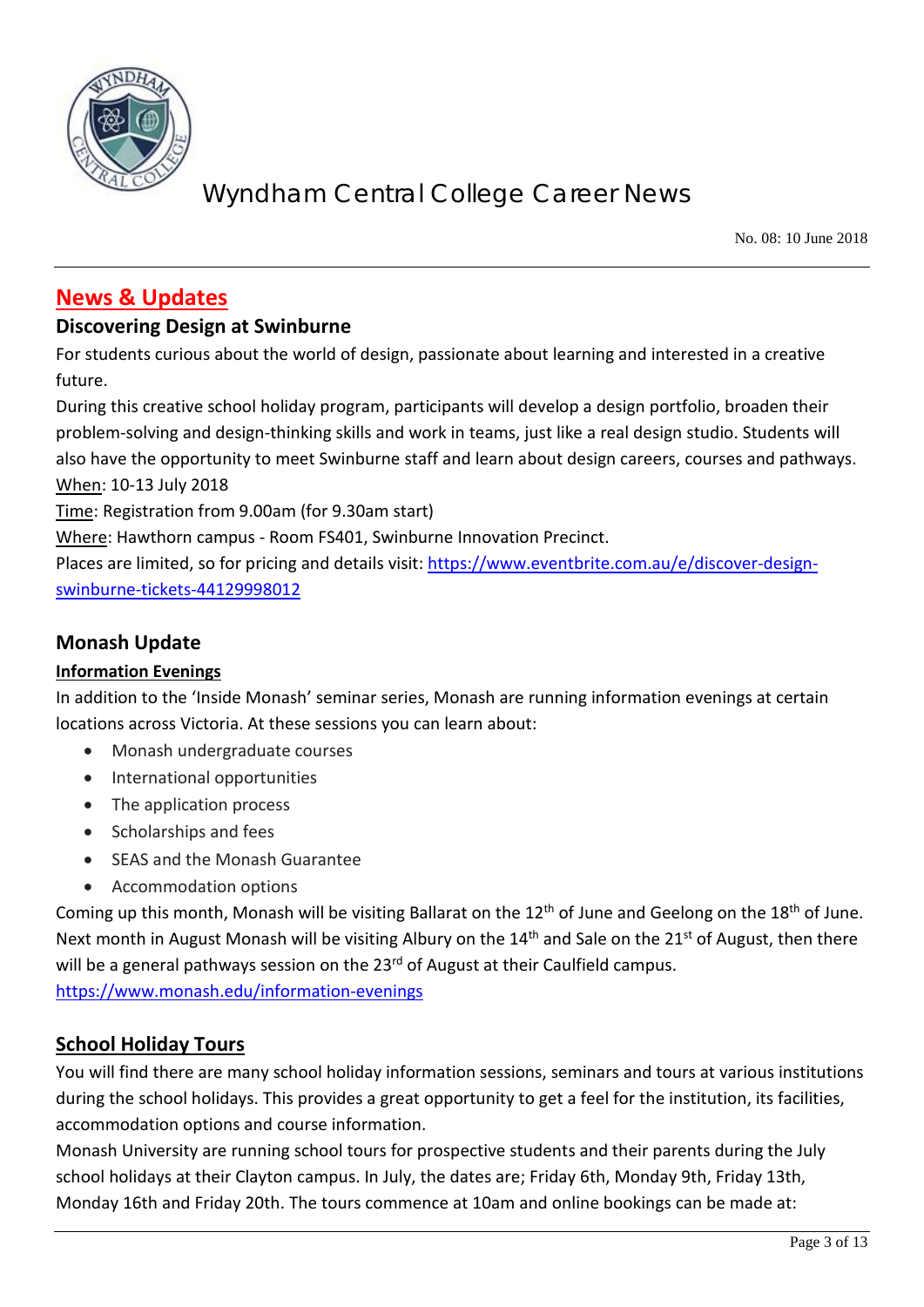## News & Updates

### Discovering Design at Swinburne

For students curious about the world of design, passionate about learning and interested in a creative future.

During this creative school holiday program, participants will develop a design portfolio, broaden their problem-solving and design-thinking skills and work in teams, just like a real design studio. Students will also have the opportunity to meet Swinburne staff and learn about design careers, courses and pathways.

When: 10-13 July 2018

Time: Registration from 9.00am (for 9.30am start)

Where: Hawthorn campus - Room FS401, Swinburne Innovation Precinct.

Places are limited, so for pricing and details visit: https://www.eventbrite.com.au/e/discover-design-swinburne-tickets-44129998012

### Monash Update

**Information Evenings**

In addition to the 'Inside Monash' seminar series, Monash are running information evenings at certain locations across Victoria. At these sessions you can learn about:

- Monash undergraduate courses
- International opportunities
- The application process
- Scholarships and fees
- SEAS and the Monash Guarantee
- Accommodation options

Coming up this month, Monash will be visiting Ballarat on the 12th of June and Geelong on the 18th of June. Next month in August Monash will be visiting Albury on the 14th and Sale on the 21st of August, then there will be a general pathways session on the 23rd of August at their Caulfield campus.

https://www.monash.edu/information-evenings

### School Holiday Tours

You will find there are many school holiday information sessions, seminars and tours at various institutions during the school holidays. This provides a great opportunity to get a feel for the institution, its facilities, accommodation options and course information.

Monash University are running school tours for prospective students and their parents during the July school holidays at their Clayton campus. In July, the dates are; Friday 6th, Monday 9th, Friday 13th, Monday 16th and Friday 20th. The tours commence at 10am and online bookings can be made at: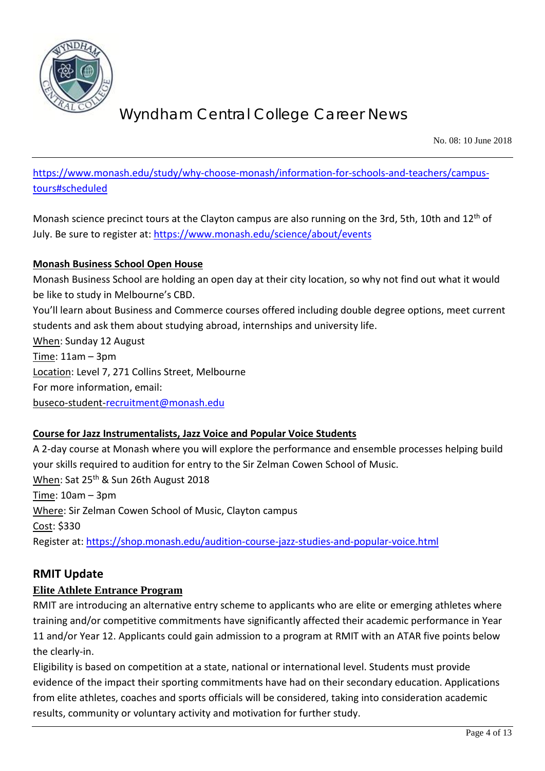https://www.monash.edu/study/why-choose-monash/information-for-schools-and-teachers/campus-tours#scheduled

Monash science precinct tours at the Clayton campus are also running on the 3rd, 5th, 10th and 12th of July. Be sure to register at: https://www.monash.edu/science/about/events

### Monash Business School Open House

Monash Business School are holding an open day at their city location, so why not find out what it would be like to study in Melbourne's CBD.

You'll learn about Business and Commerce courses offered including double degree options, meet current students and ask them about studying abroad, internships and university life.

When: Sunday 12 August
Time: 11am – 3pm
Location: Level 7, 271 Collins Street, Melbourne
For more information, email:
buseco-student-recruitment@monash.edu

### Course for Jazz Instrumentalists, Jazz Voice and Popular Voice Students

A 2-day course at Monash where you will explore the performance and ensemble processes helping build your skills required to audition for entry to the Sir Zelman Cowen School of Music.

When: Sat 25th & Sun 26th August 2018
Time: 10am – 3pm
Where: Sir Zelman Cowen School of Music, Clayton campus
Cost: $330
Register at: https://shop.monash.edu/audition-course-jazz-studies-and-popular-voice.html

## RMIT Update

### Elite Athlete Entrance Program

RMIT are introducing an alternative entry scheme to applicants who are elite or emerging athletes where training and/or competitive commitments have significantly affected their academic performance in Year 11 and/or Year 12. Applicants could gain admission to a program at RMIT with an ATAR five points below the clearly-in.

Eligibility is based on competition at a state, national or international level. Students must provide evidence of the impact their sporting commitments have had on their secondary education. Applications from elite athletes, coaches and sports officials will be considered, taking into consideration academic results, community or voluntary activity and motivation for further study.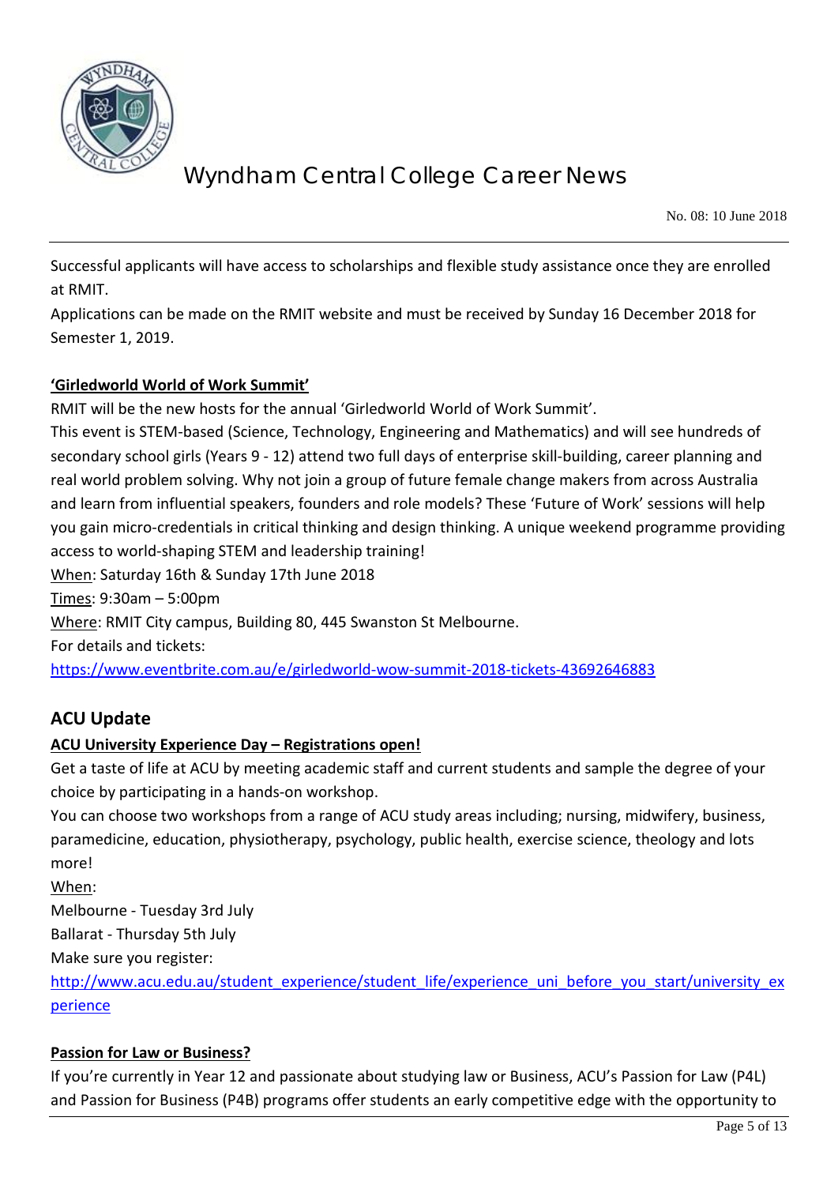Successful applicants will have access to scholarships and flexible study assistance once they are enrolled at RMIT.

Applications can be made on the RMIT website and must be received by Sunday 16 December 2018 for Semester 1, 2019.

**'Girledworld World of Work Summit'**

RMIT will be the new hosts for the annual 'Girledworld World of Work Summit'.

This event is STEM-based (Science, Technology, Engineering and Mathematics) and will see hundreds of secondary school girls (Years 9 - 12) attend two full days of enterprise skill-building, career planning and real world problem solving. Why not join a group of future female change makers from across Australia and learn from influential speakers, founders and role models? These 'Future of Work' sessions will help you gain micro-credentials in critical thinking and design thinking. A unique weekend programme providing access to world-shaping STEM and leadership training!

When: Saturday 16th & Sunday 17th June 2018

Times: 9:30am – 5:00pm

Where: RMIT City campus, Building 80, 445 Swanston St Melbourne.

For details and tickets:

https://www.eventbrite.com.au/e/girledworld-wow-summit-2018-tickets-43692646883

## ACU Update

**ACU University Experience Day – Registrations open!**

Get a taste of life at ACU by meeting academic staff and current students and sample the degree of your choice by participating in a hands-on workshop.

You can choose two workshops from a range of ACU study areas including; nursing, midwifery, business, paramedicine, education, physiotherapy, psychology, public health, exercise science, theology and lots more!

When:

Melbourne - Tuesday 3rd July

Ballarat - Thursday 5th July

Make sure you register:

http://www.acu.edu.au/student_experience/student_life/experience_uni_before_you_start/university_experience

**Passion for Law or Business?**

If you're currently in Year 12 and passionate about studying law or Business, ACU's Passion for Law (P4L) and Passion for Business (P4B) programs offer students an early competitive edge with the opportunity to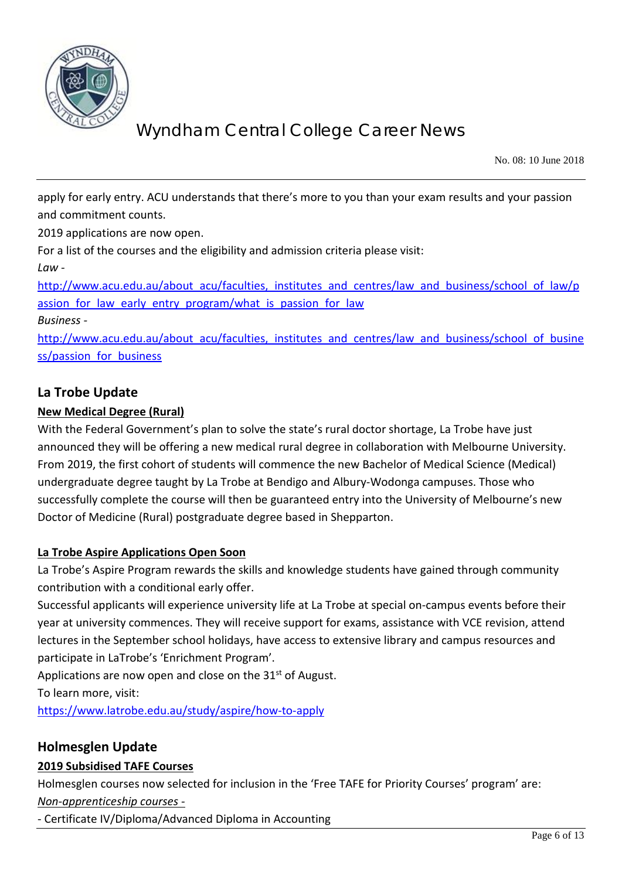apply for early entry. ACU understands that there's more to you than your exam results and your passion and commitment counts.

2019 applications are now open.

For a list of the courses and the eligibility and admission criteria please visit:

*Law* -

http://www.acu.edu.au/about_acu/faculties,_institutes_and_centres/law_and_business/school_of_law/passion_for_law_early_entry_program/what_is_passion_for_law

*Business* -

http://www.acu.edu.au/about_acu/faculties,_institutes_and_centres/law_and_business/school_of_business/passion_for_business

## La Trobe Update

**New Medical Degree (Rural)**

With the Federal Government's plan to solve the state's rural doctor shortage, La Trobe have just announced they will be offering a new medical rural degree in collaboration with Melbourne University. From 2019, the first cohort of students will commence the new Bachelor of Medical Science (Medical) undergraduate degree taught by La Trobe at Bendigo and Albury-Wodonga campuses. Those who successfully complete the course will then be guaranteed entry into the University of Melbourne's new Doctor of Medicine (Rural) postgraduate degree based in Shepparton.

**La Trobe Aspire Applications Open Soon**

La Trobe's Aspire Program rewards the skills and knowledge students have gained through community contribution with a conditional early offer.

Successful applicants will experience university life at La Trobe at special on-campus events before their year at university commences. They will receive support for exams, assistance with VCE revision, attend lectures in the September school holidays, have access to extensive library and campus resources and participate in LaTrobe's 'Enrichment Program'.

Applications are now open and close on the 31st of August.

To learn more, visit:

https://www.latrobe.edu.au/study/aspire/how-to-apply

## Holmesglen Update

**2019 Subsidised TAFE Courses**

Holmesglen courses now selected for inclusion in the 'Free TAFE for Priority Courses' program' are:

*Non-apprenticeship courses -*

- Certificate IV/Diploma/Advanced Diploma in Accounting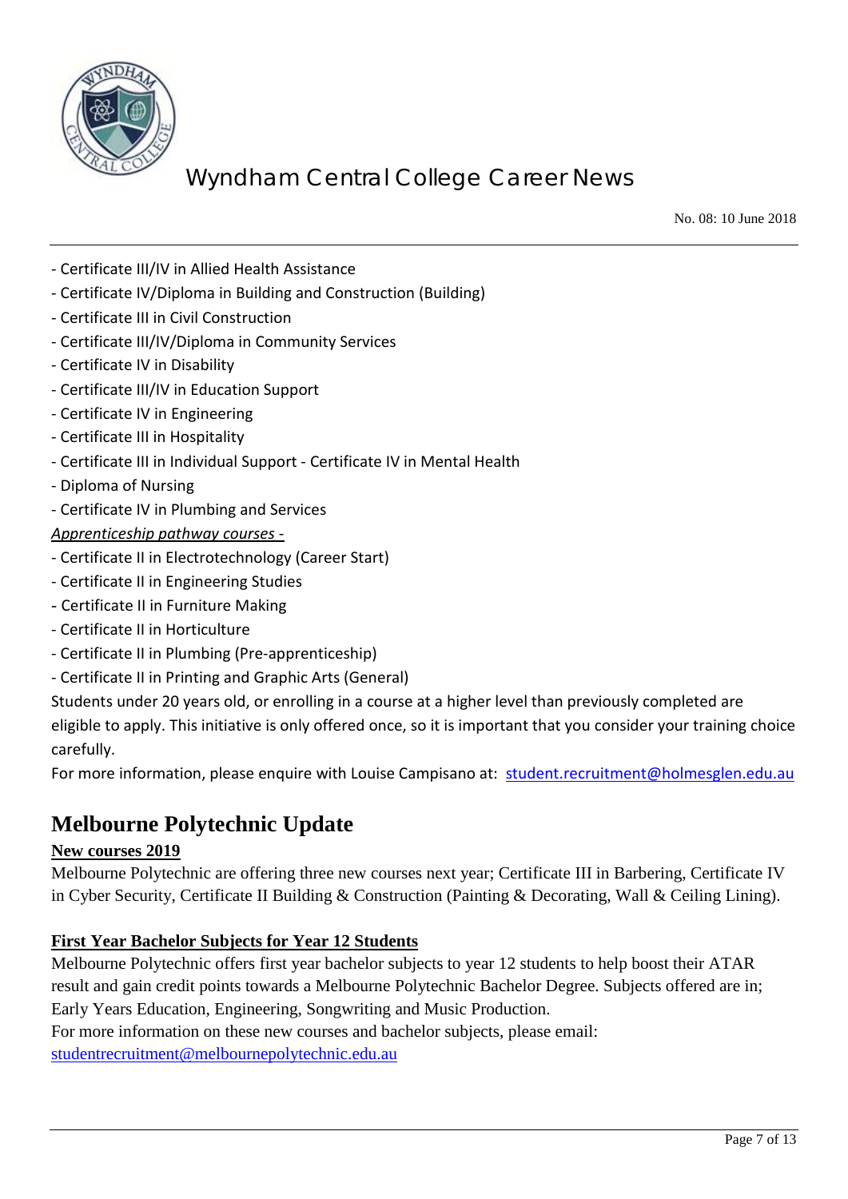- Certificate III/IV in Allied Health Assistance
- Certificate IV/Diploma in Building and Construction (Building)
- Certificate III in Civil Construction
- Certificate III/IV/Diploma in Community Services
- Certificate IV in Disability
- Certificate III/IV in Education Support
- Certificate IV in Engineering
- Certificate III in Hospitality
- Certificate III in Individual Support - Certificate IV in Mental Health
- Diploma of Nursing
- Certificate IV in Plumbing and Services

*Apprenticeship pathway courses -*

- Certificate II in Electrotechnology (Career Start)
- Certificate II in Engineering Studies
- Certificate II in Furniture Making
- Certificate II in Horticulture
- Certificate II in Plumbing (Pre-apprenticeship)
- Certificate II in Printing and Graphic Arts (General)

Students under 20 years old, or enrolling in a course at a higher level than previously completed are eligible to apply. This initiative is only offered once, so it is important that you consider your training choice carefully.

For more information, please enquire with Louise Campisano at: student.recruitment@holmesglen.edu.au

## Melbourne Polytechnic Update

**New courses 2019**

Melbourne Polytechnic are offering three new courses next year; Certificate III in Barbering, Certificate IV in Cyber Security, Certificate II Building & Construction (Painting & Decorating, Wall & Ceiling Lining).

**First Year Bachelor Subjects for Year 12 Students**

Melbourne Polytechnic offers first year bachelor subjects to year 12 students to help boost their ATAR result and gain credit points towards a Melbourne Polytechnic Bachelor Degree. Subjects offered are in; Early Years Education, Engineering, Songwriting and Music Production.

For more information on these new courses and bachelor subjects, please email: studentrecruitment@melbournepolytechnic.edu.au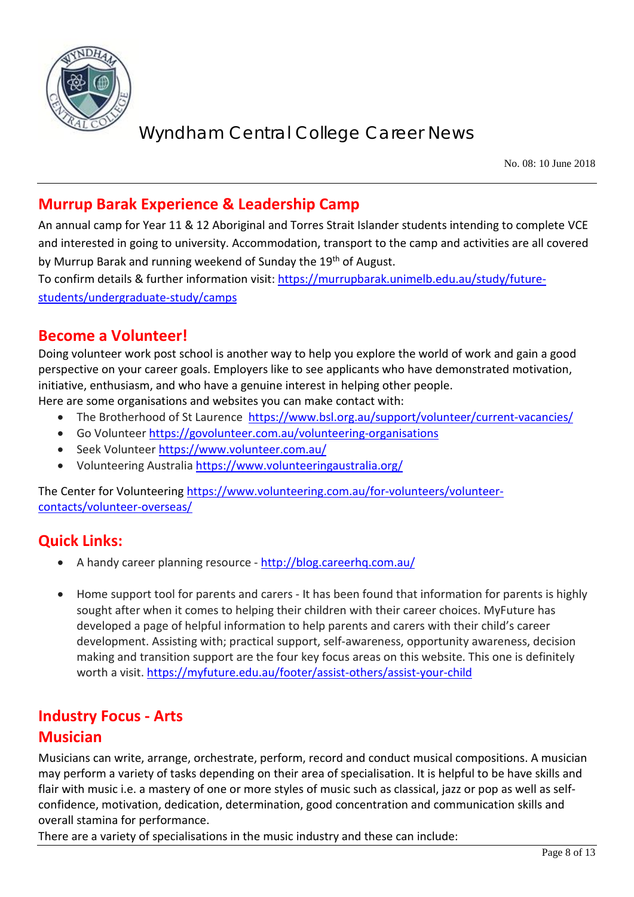# Wyndham Central College Career News

No. 08: 10 June 2018

## Murrup Barak Experience & Leadership Camp

An annual camp for Year 11 & 12 Aboriginal and Torres Strait Islander students intending to complete VCE and interested in going to university. Accommodation, transport to the camp and activities are all covered by Murrup Barak and running weekend of Sunday the 19th of August.

To confirm details & further information visit: https://murrupbarak.unimelb.edu.au/study/future-students/undergraduate-study/camps

## Become a Volunteer!

Doing volunteer work post school is another way to help you explore the world of work and gain a good perspective on your career goals. Employers like to see applicants who have demonstrated motivation, initiative, enthusiasm, and who have a genuine interest in helping other people.

Here are some organisations and websites you can make contact with:

- The Brotherhood of St Laurence https://www.bsl.org.au/support/volunteer/current-vacancies/
- Go Volunteer https://govolunteer.com.au/volunteering-organisations
- Seek Volunteer https://www.volunteer.com.au/
- Volunteering Australia https://www.volunteeringaustralia.org/

The Center for Volunteering https://www.volunteering.com.au/for-volunteers/volunteer-contacts/volunteer-overseas/

## Quick Links:

- A handy career planning resource - http://blog.careerhq.com.au/
- Home support tool for parents and carers - It has been found that information for parents is highly sought after when it comes to helping their children with their career choices. MyFuture has developed a page of helpful information to help parents and carers with their child's career development. Assisting with; practical support, self-awareness, opportunity awareness, decision making and transition support are the four key focus areas on this website. This one is definitely worth a visit. https://myfuture.edu.au/footer/assist-others/assist-your-child

## Industry Focus - Arts

## Musician

Musicians can write, arrange, orchestrate, perform, record and conduct musical compositions. A musician may perform a variety of tasks depending on their area of specialisation. It is helpful to be have skills and flair with music i.e. a mastery of one or more styles of music such as classical, jazz or pop as well as self-confidence, motivation, dedication, determination, good concentration and communication skills and overall stamina for performance.

There are a variety of specialisations in the music industry and these can include: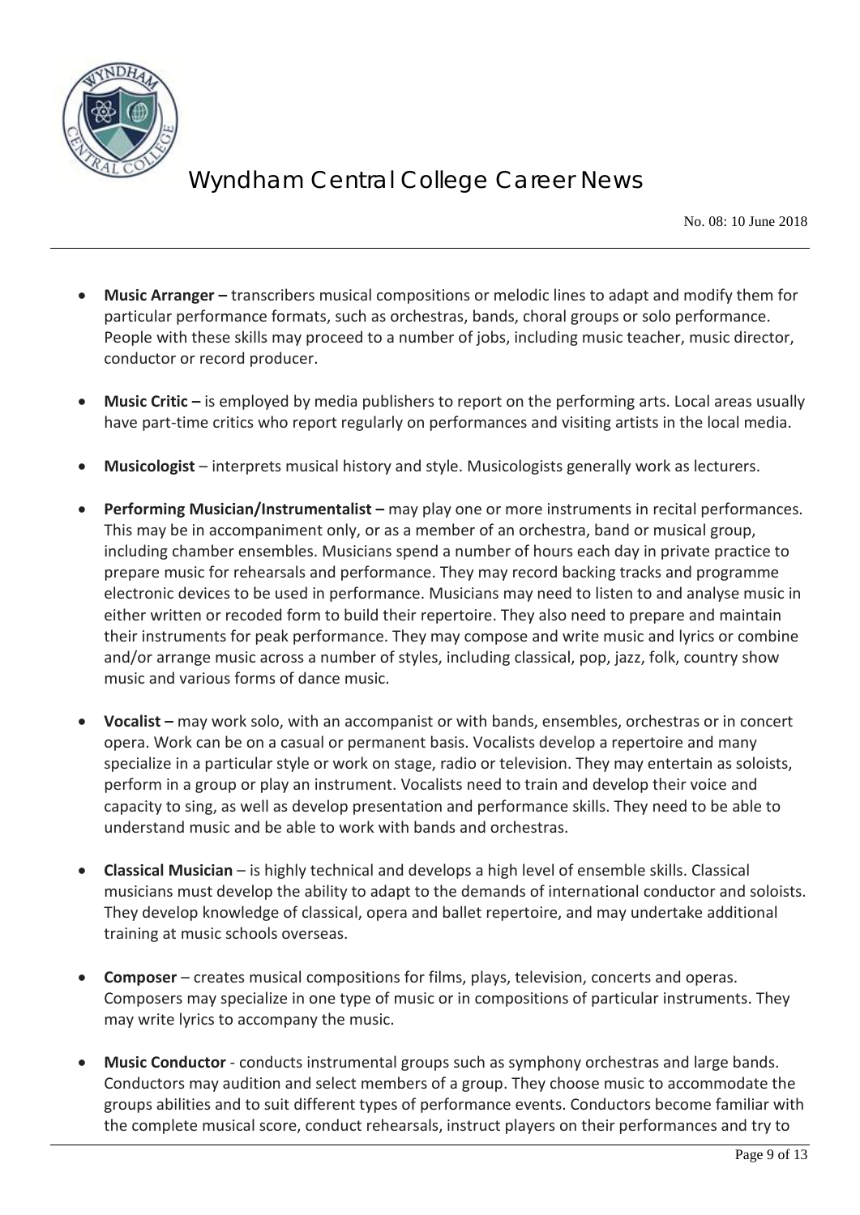- **Music Arranger –** transcribers musical compositions or melodic lines to adapt and modify them for particular performance formats, such as orchestras, bands, choral groups or solo performance. People with these skills may proceed to a number of jobs, including music teacher, music director, conductor or record producer.

- **Music Critic –** is employed by media publishers to report on the performing arts. Local areas usually have part-time critics who report regularly on performances and visiting artists in the local media.

- **Musicologist** – interprets musical history and style. Musicologists generally work as lecturers.

- **Performing Musician/Instrumentalist –** may play one or more instruments in recital performances. This may be in accompaniment only, or as a member of an orchestra, band or musical group, including chamber ensembles. Musicians spend a number of hours each day in private practice to prepare music for rehearsals and performance. They may record backing tracks and programme electronic devices to be used in performance. Musicians may need to listen to and analyse music in either written or recoded form to build their repertoire. They also need to prepare and maintain their instruments for peak performance. They may compose and write music and lyrics or combine and/or arrange music across a number of styles, including classical, pop, jazz, folk, country show music and various forms of dance music.

- **Vocalist –** may work solo, with an accompanist or with bands, ensembles, orchestras or in concert opera. Work can be on a casual or permanent basis. Vocalists develop a repertoire and many specialize in a particular style or work on stage, radio or television. They may entertain as soloists, perform in a group or play an instrument. Vocalists need to train and develop their voice and capacity to sing, as well as develop presentation and performance skills. They need to be able to understand music and be able to work with bands and orchestras.

- **Classical Musician** – is highly technical and develops a high level of ensemble skills. Classical musicians must develop the ability to adapt to the demands of international conductor and soloists. They develop knowledge of classical, opera and ballet repertoire, and may undertake additional training at music schools overseas.

- **Composer** – creates musical compositions for films, plays, television, concerts and operas. Composers may specialize in one type of music or in compositions of particular instruments. They may write lyrics to accompany the music.

- **Music Conductor** - conducts instrumental groups such as symphony orchestras and large bands. Conductors may audition and select members of a group. They choose music to accommodate the groups abilities and to suit different types of performance events. Conductors become familiar with the complete musical score, conduct rehearsals, instruct players on their performances and try to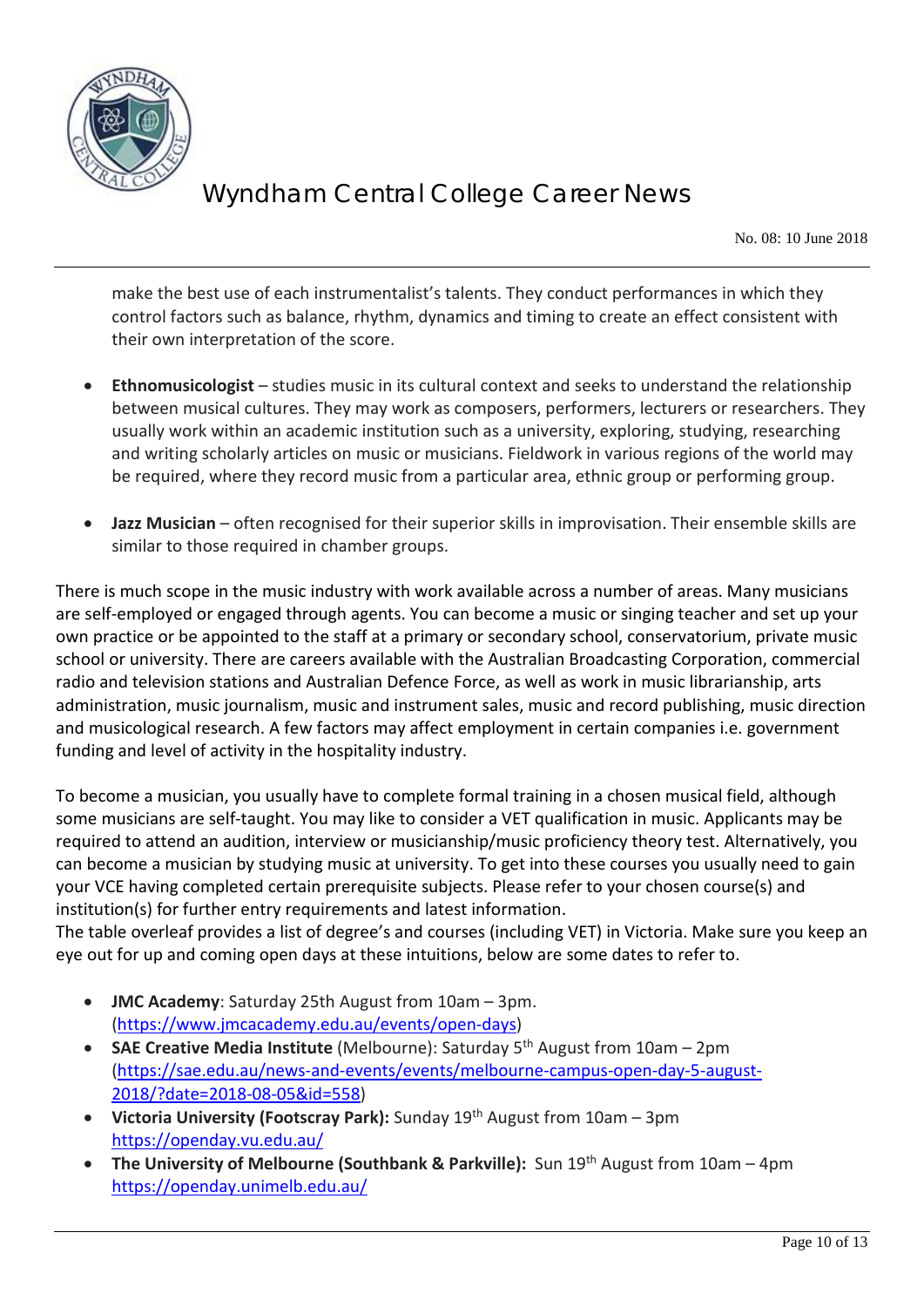make the best use of each instrumentalist's talents. They conduct performances in which they control factors such as balance, rhythm, dynamics and timing to create an effect consistent with their own interpretation of the score.

- **Ethnomusicologist** – studies music in its cultural context and seeks to understand the relationship between musical cultures. They may work as composers, performers, lecturers or researchers. They usually work within an academic institution such as a university, exploring, studying, researching and writing scholarly articles on music or musicians. Fieldwork in various regions of the world may be required, where they record music from a particular area, ethnic group or performing group.

- **Jazz Musician** – often recognised for their superior skills in improvisation. Their ensemble skills are similar to those required in chamber groups.

There is much scope in the music industry with work available across a number of areas. Many musicians are self-employed or engaged through agents. You can become a music or singing teacher and set up your own practice or be appointed to the staff at a primary or secondary school, conservatorium, private music school or university. There are careers available with the Australian Broadcasting Corporation, commercial radio and television stations and Australian Defence Force, as well as work in music librarianship, arts administration, music journalism, music and instrument sales, music and record publishing, music direction and musicological research. A few factors may affect employment in certain companies i.e. government funding and level of activity in the hospitality industry.

To become a musician, you usually have to complete formal training in a chosen musical field, although some musicians are self-taught. You may like to consider a VET qualification in music. Applicants may be required to attend an audition, interview or musicianship/music proficiency theory test. Alternatively, you can become a musician by studying music at university. To get into these courses you usually need to gain your VCE having completed certain prerequisite subjects. Please refer to your chosen course(s) and institution(s) for further entry requirements and latest information.
The table overleaf provides a list of degree's and courses (including VET) in Victoria. Make sure you keep an eye out for up and coming open days at these intuitions, below are some dates to refer to.

- **JMC Academy**: Saturday 25th August from 10am – 3pm. (https://www.jmcacademy.edu.au/events/open-days)
- **SAE Creative Media Institute** (Melbourne): Saturday 5th August from 10am – 2pm (https://sae.edu.au/news-and-events/events/melbourne-campus-open-day-5-august-2018/?date=2018-08-05&id=558)
- **Victoria University (Footscray Park):** Sunday 19th August from 10am – 3pm https://openday.vu.edu.au/
- **The University of Melbourne (Southbank & Parkville):** Sun 19th August from 10am – 4pm https://openday.unimelb.edu.au/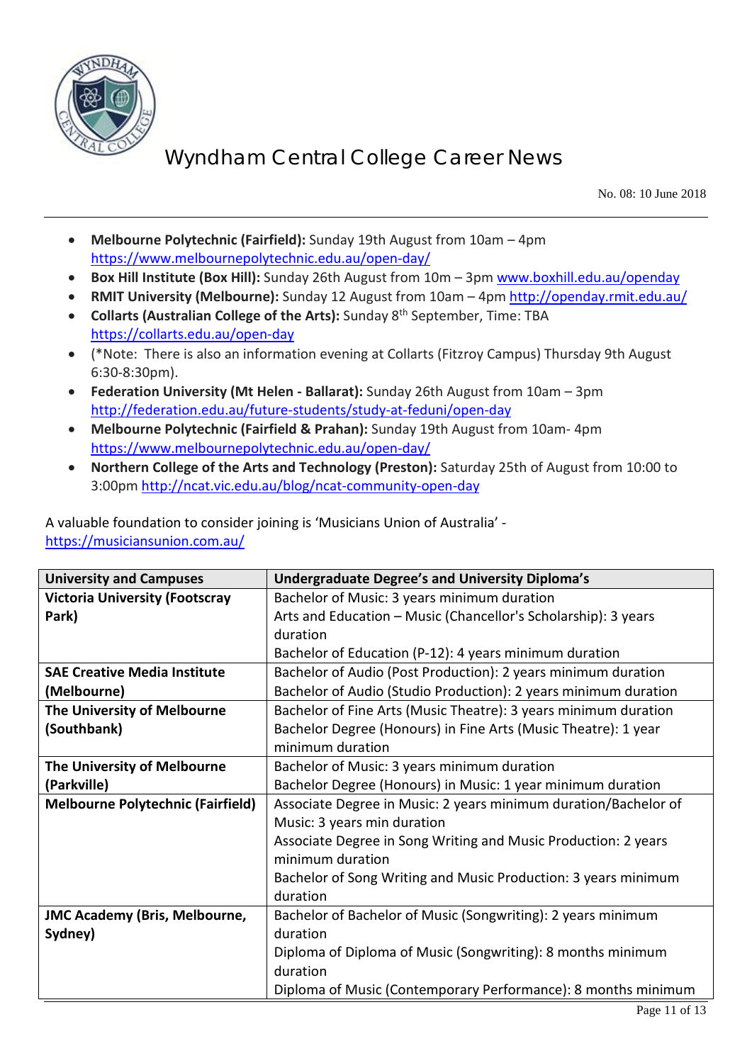- **Melbourne Polytechnic (Fairfield):** Sunday 19th August from 10am – 4pm https://www.melbournepolytechnic.edu.au/open-day/
- **Box Hill Institute (Box Hill):** Sunday 26th August from 10m – 3pm www.boxhill.edu.au/openday
- **RMIT University (Melbourne):** Sunday 12 August from 10am – 4pm http://openday.rmit.edu.au/
- **Collarts (Australian College of the Arts):** Sunday 8th September, Time: TBA https://collarts.edu.au/open-day
- (*Note: There is also an information evening at Collarts (Fitzroy Campus) Thursday 9th August 6:30-8:30pm).
- **Federation University (Mt Helen - Ballarat):** Sunday 26th August from 10am – 3pm http://federation.edu.au/future-students/study-at-feduni/open-day
- **Melbourne Polytechnic (Fairfield & Prahan):** Sunday 19th August from 10am- 4pm https://www.melbournepolytechnic.edu.au/open-day/
- **Northern College of the Arts and Technology (Preston):** Saturday 25th of August from 10:00 to 3:00pm http://ncat.vic.edu.au/blog/ncat-community-open-day

A valuable foundation to consider joining is 'Musicians Union of Australia' - https://musiciansunion.com.au/

| University and Campuses | Undergraduate Degree's and University Diploma's |
|---|---|
| **Victoria University (Footscray Park)** | Bachelor of Music: 3 years minimum duration<br>Arts and Education – Music (Chancellor's Scholarship): 3 years duration<br>Bachelor of Education (P-12): 4 years minimum duration |
| **SAE Creative Media Institute (Melbourne)** | Bachelor of Audio (Post Production): 2 years minimum duration<br>Bachelor of Audio (Studio Production): 2 years minimum duration |
| **The University of Melbourne (Southbank)** | Bachelor of Fine Arts (Music Theatre): 3 years minimum duration<br>Bachelor Degree (Honours) in Fine Arts (Music Theatre): 1 year minimum duration |
| **The University of Melbourne (Parkville)** | Bachelor of Music: 3 years minimum duration<br>Bachelor Degree (Honours) in Music: 1 year minimum duration |
| **Melbourne Polytechnic (Fairfield)** | Associate Degree in Music: 2 years minimum duration/Bachelor of Music: 3 years min duration<br>Associate Degree in Song Writing and Music Production: 2 years minimum duration<br>Bachelor of Song Writing and Music Production: 3 years minimum duration |
| **JMC Academy (Bris, Melbourne, Sydney)** | Bachelor of Bachelor of Music (Songwriting): 2 years minimum duration<br>Diploma of Diploma of Music (Songwriting): 8 months minimum duration<br>Diploma of Music (Contemporary Performance): 8 months minimum |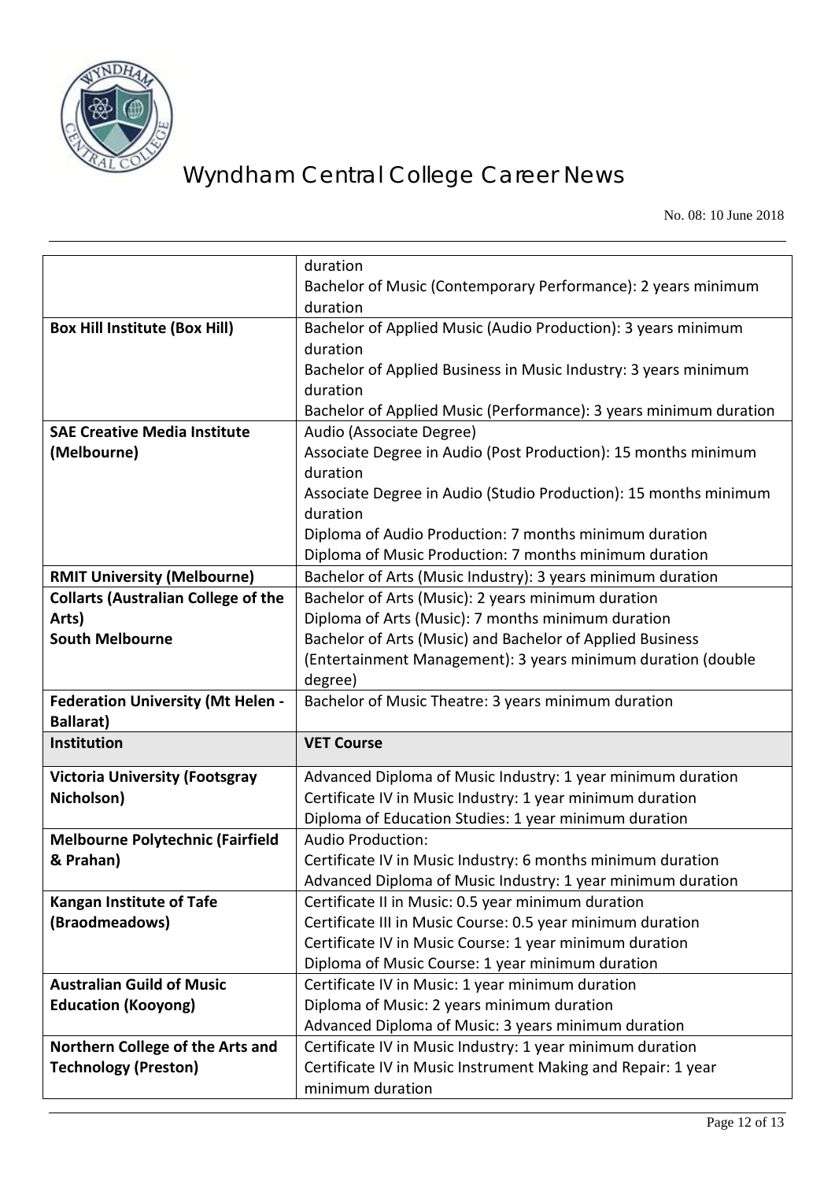| | |
|---|---|
| | duration<br>Bachelor of Music (Contemporary Performance): 2 years minimum duration |
| **Box Hill Institute (Box Hill)** | Bachelor of Applied Music (Audio Production): 3 years minimum duration<br>Bachelor of Applied Business in Music Industry: 3 years minimum duration<br>Bachelor of Applied Music (Performance): 3 years minimum duration |
| **SAE Creative Media Institute (Melbourne)** | Audio (Associate Degree)<br>Associate Degree in Audio (Post Production): 15 months minimum duration<br>Associate Degree in Audio (Studio Production): 15 months minimum duration<br>Diploma of Audio Production: 7 months minimum duration<br>Diploma of Music Production: 7 months minimum duration |
| **RMIT University (Melbourne)** | Bachelor of Arts (Music Industry): 3 years minimum duration |
| **Collarts (Australian College of the Arts)<br>South Melbourne** | Bachelor of Arts (Music): 2 years minimum duration<br>Diploma of Arts (Music): 7 months minimum duration<br>Bachelor of Arts (Music) and Bachelor of Applied Business (Entertainment Management): 3 years minimum duration (double degree) |
| **Federation University (Mt Helen - Ballarat)** | Bachelor of Music Theatre: 3 years minimum duration |
| **Institution** | **VET Course** |
| **Victoria University (Footsgray Nicholson)** | Advanced Diploma of Music Industry: 1 year minimum duration<br>Certificate IV in Music Industry: 1 year minimum duration<br>Diploma of Education Studies: 1 year minimum duration |
| **Melbourne Polytechnic (Fairfield & Prahan)** | Audio Production:<br>Certificate IV in Music Industry: 6 months minimum duration<br>Advanced Diploma of Music Industry: 1 year minimum duration |
| **Kangan Institute of Tafe (Braodmeadows)** | Certificate II in Music: 0.5 year minimum duration<br>Certificate III in Music Course: 0.5 year minimum duration<br>Certificate IV in Music Course: 1 year minimum duration<br>Diploma of Music Course: 1 year minimum duration |
| **Australian Guild of Music Education (Kooyong)** | Certificate IV in Music: 1 year minimum duration<br>Diploma of Music: 2 years minimum duration<br>Advanced Diploma of Music: 3 years minimum duration |
| **Northern College of the Arts and Technology (Preston)** | Certificate IV in Music Industry: 1 year minimum duration<br>Certificate IV in Music Instrument Making and Repair: 1 year minimum duration |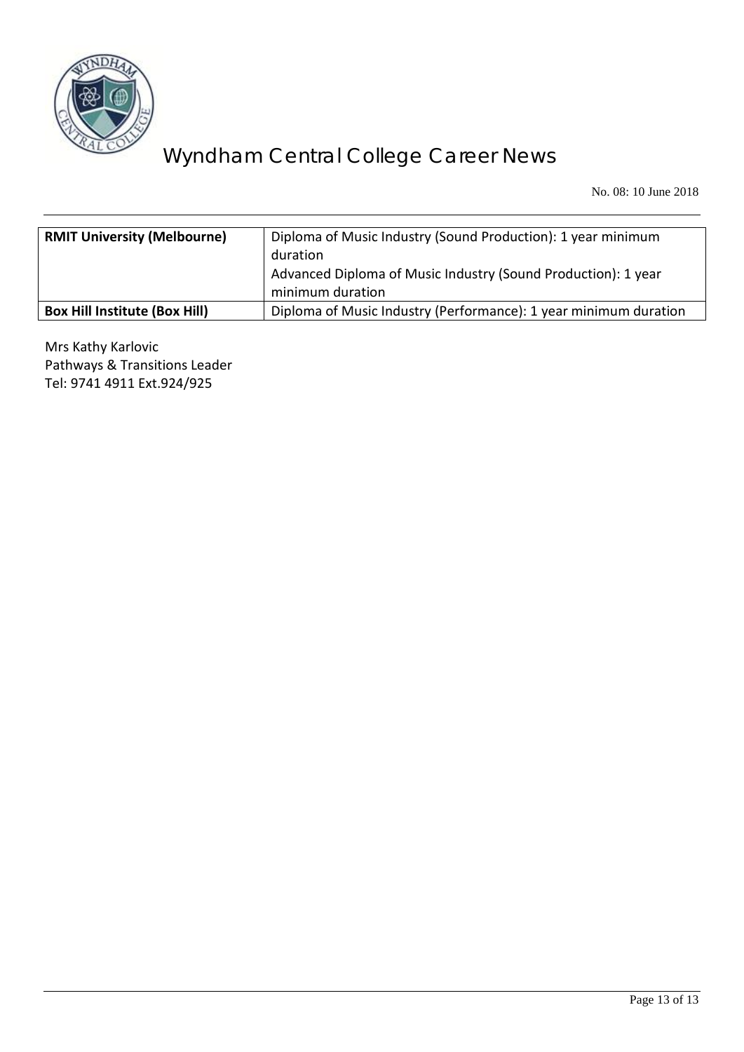| | |
|---|---|
| **RMIT University (Melbourne)** | Diploma of Music Industry (Sound Production): 1 year minimum duration<br>Advanced Diploma of Music Industry (Sound Production): 1 year minimum duration |
| **Box Hill Institute (Box Hill)** | Diploma of Music Industry (Performance): 1 year minimum duration |

Mrs Kathy Karlovic
Pathways & Transitions Leader
Tel: 9741 4911 Ext.924/925